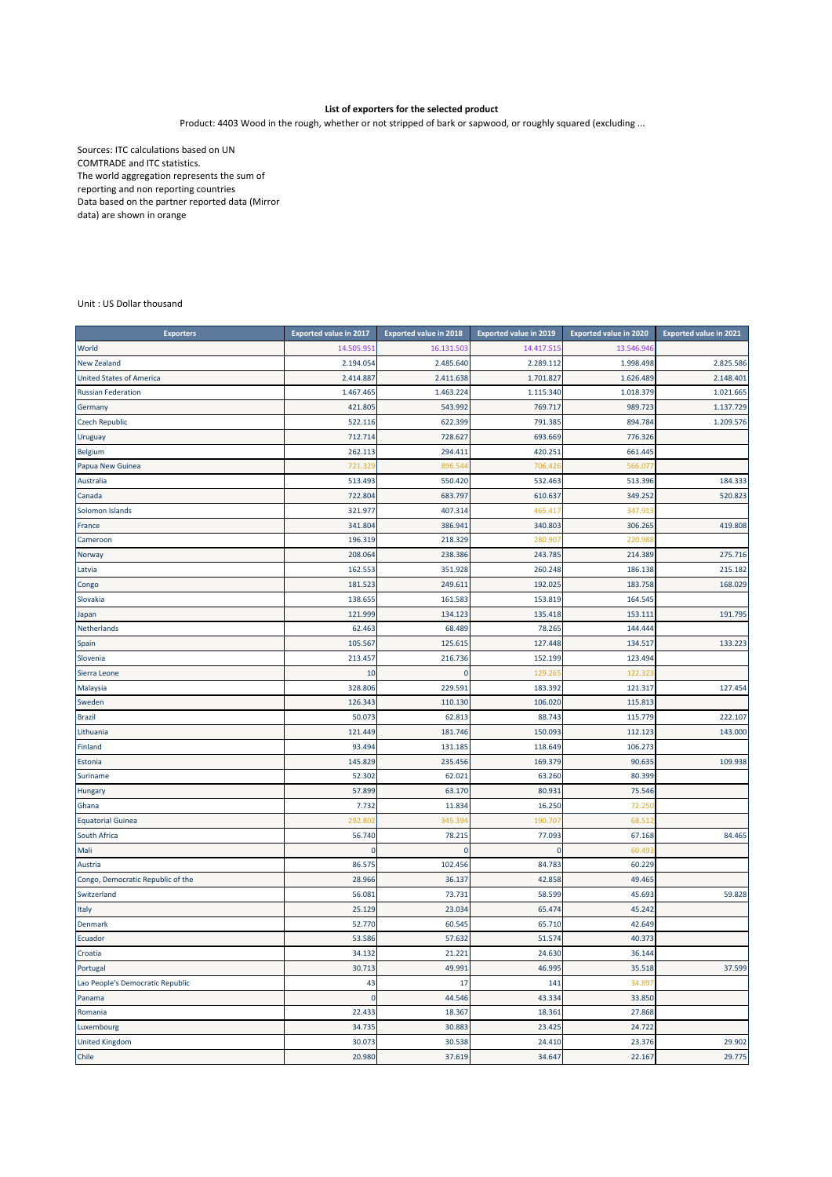**List of exporters for the selected product**

Product: 4403 Wood in the rough, whether or not stripped of bark or sapwood, or roughly squared (excluding ...

Sources: ITC calculations based on UN COMTRADE and ITC statistics.
The world aggregation represents the sum of reporting and non reporting countries
Data based on the partner reported data (Mirror data) are shown in orange

Unit : US Dollar thousand

| Exporters | Exported value in 2017 | Exported value in 2018 | Exported value in 2019 | Exported value in 2020 | Exported value in 2021 |
|---|---|---|---|---|---|
| World | 14.505.951 | 16.131.503 | 14.417.515 | 13.546.946 | |
| New Zealand | 2.194.054 | 2.485.640 | 2.289.112 | 1.998.498 | 2.825.586 |
| United States of America | 2.414.887 | 2.411.638 | 1.701.827 | 1.626.489 | 2.148.401 |
| Russian Federation | 1.467.465 | 1.463.224 | 1.115.340 | 1.018.379 | 1.021.665 |
| Germany | 421.805 | 543.992 | 769.717 | 989.723 | 1.137.729 |
| Czech Republic | 522.116 | 622.399 | 791.385 | 894.784 | 1.209.576 |
| Uruguay | 712.714 | 728.627 | 693.669 | 776.326 | |
| Belgium | 262.113 | 294.411 | 420.251 | 661.445 | |
| Papua New Guinea | 721.329 | 896.544 | 706.426 | 566.077 | |
| Australia | 513.493 | 550.420 | 532.463 | 513.396 | 184.333 |
| Canada | 722.804 | 683.797 | 610.637 | 349.252 | 520.823 |
| Solomon Islands | 321.977 | 407.314 | 465.417 | 347.913 | |
| France | 341.804 | 386.941 | 340.803 | 306.265 | 419.808 |
| Cameroon | 196.319 | 218.329 | 280.907 | 220.988 | |
| Norway | 208.064 | 238.386 | 243.785 | 214.389 | 275.716 |
| Latvia | 162.553 | 351.928 | 260.248 | 186.138 | 215.182 |
| Congo | 181.523 | 249.611 | 192.025 | 183.758 | 168.029 |
| Slovakia | 138.655 | 161.583 | 153.819 | 164.545 | |
| Japan | 121.999 | 134.123 | 135.418 | 153.111 | 191.795 |
| Netherlands | 62.463 | 68.489 | 78.265 | 144.444 | |
| Spain | 105.567 | 125.615 | 127.448 | 134.517 | 133.223 |
| Slovenia | 213.457 | 216.736 | 152.199 | 123.494 | |
| Sierra Leone | 10 | 0 | 129.265 | 122.323 | |
| Malaysia | 328.806 | 229.591 | 183.392 | 121.317 | 127.454 |
| Sweden | 126.343 | 110.130 | 106.020 | 115.813 | |
| Brazil | 50.073 | 62.813 | 88.743 | 115.779 | 222.107 |
| Lithuania | 121.449 | 181.746 | 150.093 | 112.123 | 143.000 |
| Finland | 93.494 | 131.185 | 118.649 | 106.273 | |
| Estonia | 145.829 | 235.456 | 169.379 | 90.635 | 109.938 |
| Suriname | 52.302 | 62.021 | 63.260 | 80.399 | |
| Hungary | 57.899 | 63.170 | 80.931 | 75.546 | |
| Ghana | 7.732 | 11.834 | 16.250 | 72.250 | |
| Equatorial Guinea | 292.802 | 345.394 | 190.707 | 68.512 | |
| South Africa | 56.740 | 78.215 | 77.093 | 67.168 | 84.465 |
| Mali | 0 | 0 | 0 | 60.493 | |
| Austria | 86.575 | 102.456 | 84.783 | 60.229 | |
| Congo, Democratic Republic of the | 28.966 | 36.137 | 42.858 | 49.465 | |
| Switzerland | 56.081 | 73.731 | 58.599 | 45.693 | 59.828 |
| Italy | 25.129 | 23.034 | 65.474 | 45.242 | |
| Denmark | 52.770 | 60.545 | 65.710 | 42.649 | |
| Ecuador | 53.586 | 57.632 | 51.574 | 40.373 | |
| Croatia | 34.132 | 21.221 | 24.630 | 36.144 | |
| Portugal | 30.713 | 49.991 | 46.995 | 35.518 | 37.599 |
| Lao People's Democratic Republic | 43 | 17 | 141 | 34.897 | |
| Panama | 0 | 44.546 | 43.334 | 33.850 | |
| Romania | 22.433 | 18.367 | 18.361 | 27.868 | |
| Luxembourg | 34.735 | 30.883 | 23.425 | 24.722 | |
| United Kingdom | 30.073 | 30.538 | 24.410 | 23.376 | 29.902 |
| Chile | 20.980 | 37.619 | 34.647 | 22.167 | 29.775 |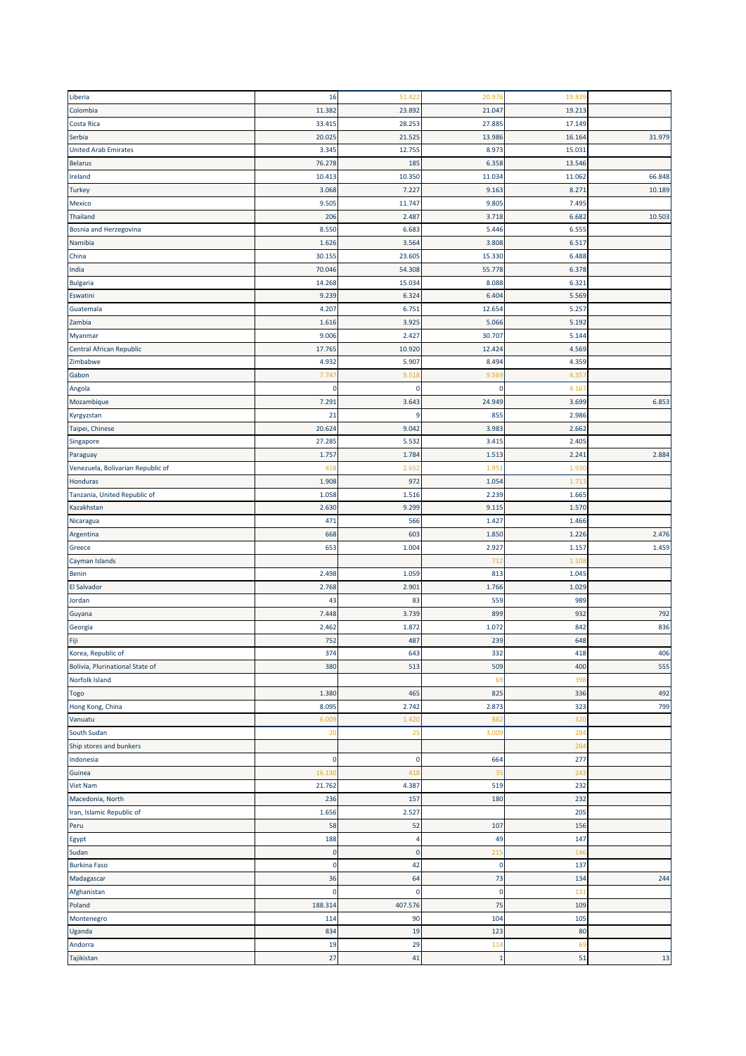| | | | | | |
|---|---|---|---|---|---|
| Liberia | 16 | 51.422 | 20.976 | 19.839 | |
| Colombia | 11.382 | 23.892 | 21.047 | 19.213 | |
| Costa Rica | 33.415 | 28.253 | 27.885 | 17.149 | |
| Serbia | 20.025 | 21.525 | 13.986 | 16.164 | 31.979 |
| United Arab Emirates | 3.345 | 12.755 | 8.973 | 15.031 | |
| Belarus | 76.278 | 185 | 6.358 | 13.546 | |
| Ireland | 10.413 | 10.350 | 11.034 | 11.062 | 66.848 |
| Turkey | 3.068 | 7.227 | 9.163 | 8.271 | 10.189 |
| Mexico | 9.505 | 11.747 | 9.805 | 7.495 | |
| Thailand | 206 | 2.487 | 3.718 | 6.682 | 10.503 |
| Bosnia and Herzegovina | 8.550 | 6.683 | 5.446 | 6.555 | |
| Namibia | 1.626 | 3.564 | 3.808 | 6.517 | |
| China | 30.155 | 23.605 | 15.330 | 6.488 | |
| India | 70.046 | 54.308 | 55.778 | 6.378 | |
| Bulgaria | 14.268 | 15.034 | 8.088 | 6.321 | |
| Eswatini | 9.239 | 6.324 | 6.404 | 5.569 | |
| Guatemala | 4.207 | 6.751 | 12.654 | 5.257 | |
| Zambia | 1.616 | 3.925 | 5.066 | 5.192 | |
| Myanmar | 9.006 | 2.427 | 30.707 | 5.144 | |
| Central African Republic | 17.765 | 10.920 | 12.424 | 4.569 | |
| Zimbabwe | 4.932 | 5.907 | 8.494 | 4.359 | |
| Gabon | 7.747 | 9.518 | 9.569 | 4.357 | |
| Angola | 0 | 0 | 0 | 4.167 | |
| Mozambique | 7.291 | 3.643 | 24.949 | 3.699 | 6.853 |
| Kyrgyzstan | 21 | 9 | 855 | 2.986 | |
| Taipei, Chinese | 20.624 | 9.042 | 3.983 | 2.662 | |
| Singapore | 27.285 | 5.532 | 3.415 | 2.405 | |
| Paraguay | 1.757 | 1.784 | 1.513 | 2.241 | 2.884 |
| Venezuela, Bolivarian Republic of | 418 | 2.652 | 1.951 | 1.930 | |
| Honduras | 1.908 | 972 | 1.054 | 1.713 | |
| Tanzania, United Republic of | 1.058 | 1.516 | 2.239 | 1.665 | |
| Kazakhstan | 2.630 | 9.299 | 9.115 | 1.570 | |
| Nicaragua | 471 | 566 | 1.427 | 1.466 | |
| Argentina | 668 | 603 | 1.850 | 1.226 | 2.476 |
| Greece | 653 | 1.004 | 2.927 | 1.157 | 1.459 |
| Cayman Islands | | | 712 | 1.108 | |
| Benin | 2.498 | 1.059 | 813 | 1.045 | |
| El Salvador | 2.768 | 2.901 | 1.766 | 1.029 | |
| Jordan | 43 | 83 | 559 | 989 | |
| Guyana | 7.448 | 3.739 | 899 | 932 | 792 |
| Georgia | 2.462 | 1.872 | 1.072 | 842 | 836 |
| Fiji | 752 | 487 | 239 | 648 | |
| Korea, Republic of | 374 | 643 | 332 | 418 | 406 |
| Bolivia, Plurinational State of | 380 | 513 | 509 | 400 | 555 |
| Norfolk Island | | | 69 | 398 | |
| Togo | 1.380 | 465 | 825 | 336 | 492 |
| Hong Kong, China | 8.095 | 2.742 | 2.873 | 323 | 799 |
| Vanuatu | 6.009 | 1.420 | 882 | 320 | |
| South Sudan | 20 | 25 | 3.009 | 284 | |
| Ship stores and bunkers | | | | 284 | |
| Indonesia | 0 | 0 | 664 | 277 | |
| Guinea | 16.130 | 418 | 35 | 243 | |
| Viet Nam | 21.762 | 4.387 | 519 | 232 | |
| Macedonia, North | 236 | 157 | 180 | 232 | |
| Iran, Islamic Republic of | 1.656 | 2.527 | | 205 | |
| Peru | 58 | 52 | 107 | 156 | |
| Egypt | 188 | 4 | 49 | 147 | |
| Sudan | 0 | 0 | 215 | 146 | |
| Burkina Faso | 0 | 42 | 0 | 137 | |
| Madagascar | 36 | 64 | 73 | 134 | 244 |
| Afghanistan | 0 | 0 | 0 | 131 | |
| Poland | 188.314 | 407.576 | 75 | 109 | |
| Montenegro | 114 | 90 | 104 | 105 | |
| Uganda | 834 | 19 | 123 | 80 | |
| Andorra | 19 | 29 | 114 | 69 | |
| Tajikistan | 27 | 41 | 1 | 51 | 13 |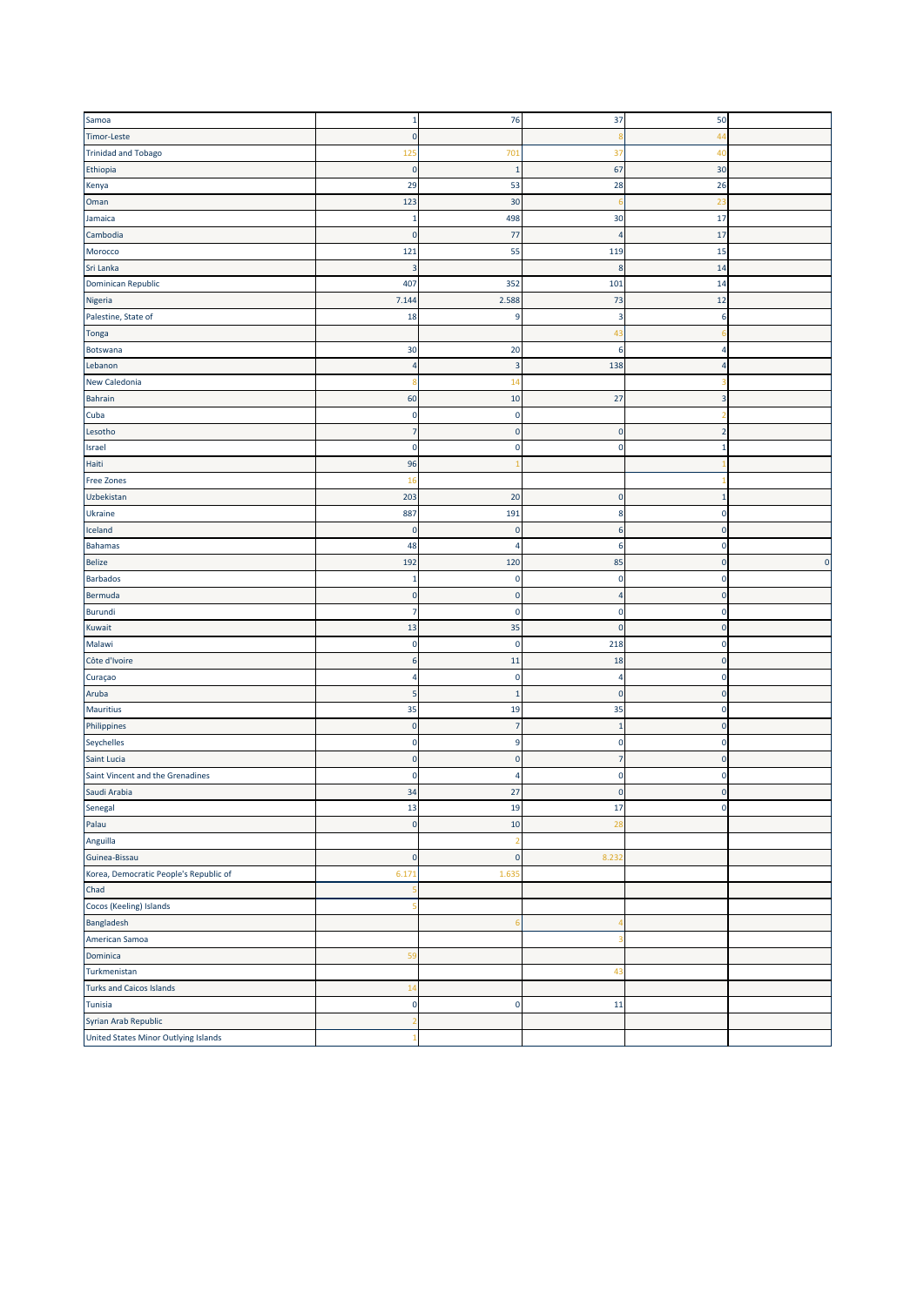| | | | | | |
|---|---|---|---|---|---|
| Samoa | 1 | 76 | 37 | 50 | |
| Timor-Leste | 0 | | 8 | 44 | |
| Trinidad and Tobago | 125 | 701 | 37 | 40 | |
| Ethiopia | 0 | 1 | 67 | 30 | |
| Kenya | 29 | 53 | 28 | 26 | |
| Oman | 123 | 30 | 6 | 23 | |
| Jamaica | 1 | 498 | 30 | 17 | |
| Cambodia | 0 | 77 | 4 | 17 | |
| Morocco | 121 | 55 | 119 | 15 | |
| Sri Lanka | 3 | | 8 | 14 | |
| Dominican Republic | 407 | 352 | 101 | 14 | |
| Nigeria | 7.144 | 2.588 | 73 | 12 | |
| Palestine, State of | 18 | 9 | 3 | 6 | |
| Tonga | | | 43 | 6 | |
| Botswana | 30 | 20 | 6 | 4 | |
| Lebanon | 4 | 3 | 138 | 4 | |
| New Caledonia | 8 | 14 | | 3 | |
| Bahrain | 60 | 10 | 27 | 3 | |
| Cuba | 0 | 0 | | 2 | |
| Lesotho | 7 | 0 | 0 | 2 | |
| Israel | 0 | 0 | 0 | 1 | |
| Haiti | 96 | 1 | | 1 | |
| Free Zones | 16 | | | 1 | |
| Uzbekistan | 203 | 20 | 0 | 1 | |
| Ukraine | 887 | 191 | 8 | 0 | |
| Iceland | 0 | 0 | 6 | 0 | |
| Bahamas | 48 | 4 | 6 | 0 | |
| Belize | 192 | 120 | 85 | 0 | 0 |
| Barbados | 1 | 0 | 0 | 0 | |
| Bermuda | 0 | 0 | 4 | 0 | |
| Burundi | 7 | 0 | 0 | 0 | |
| Kuwait | 13 | 35 | 0 | 0 | |
| Malawi | 0 | 0 | 218 | 0 | |
| Côte d'Ivoire | 6 | 11 | 18 | 0 | |
| Curaçao | 4 | 0 | 4 | 0 | |
| Aruba | 5 | 1 | 0 | 0 | |
| Mauritius | 35 | 19 | 35 | 0 | |
| Philippines | 0 | 7 | 1 | 0 | |
| Seychelles | 0 | 9 | 0 | 0 | |
| Saint Lucia | 0 | 0 | 7 | 0 | |
| Saint Vincent and the Grenadines | 0 | 4 | 0 | 0 | |
| Saudi Arabia | 34 | 27 | 0 | 0 | |
| Senegal | 13 | 19 | 17 | 0 | |
| Palau | 0 | 10 | 28 | | |
| Anguilla | | 2 | | | |
| Guinea-Bissau | 0 | 0 | 8.232 | | |
| Korea, Democratic People's Republic of | 6.171 | 1.635 | | | |
| Chad | 5 | | | | |
| Cocos (Keeling) Islands | 5 | | | | |
| Bangladesh | | 6 | 4 | | |
| American Samoa | | | 3 | | |
| Dominica | 59 | | | | |
| Turkmenistan | | | 43 | | |
| Turks and Caicos Islands | 14 | | | | |
| Tunisia | 0 | 0 | 11 | | |
| Syrian Arab Republic | 2 | | | | |
| United States Minor Outlying Islands | 1 | | | | |